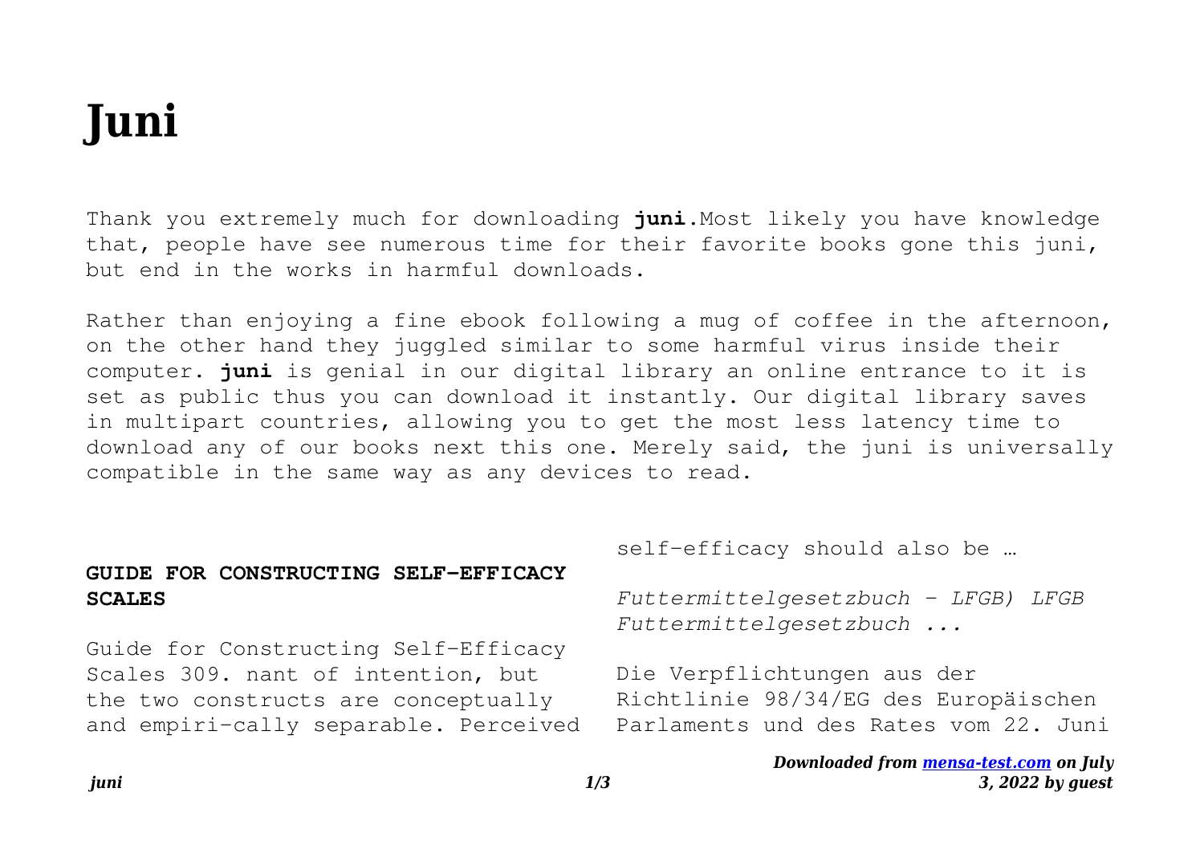# Juni

Thank you extremely much for downloading **juni**.Most likely you have knowledge that, people have see numerous time for their favorite books gone this juni, but end in the works in harmful downloads.

Rather than enjoying a fine ebook following a mug of coffee in the afternoon, on the other hand they juggled similar to some harmful virus inside their computer. **juni** is genial in our digital library an online entrance to it is set as public thus you can download it instantly. Our digital library saves in multipart countries, allowing you to get the most less latency time to download any of our books next this one. Merely said, the juni is universally compatible in the same way as any devices to read.

### GUIDE FOR CONSTRUCTING SELF-EFFICACY SCALES

Guide for Constructing Self-Efficacy Scales 309. nant of intention, but the two constructs are conceptually and empiri-cally separable. Perceived self-efficacy should also be …

*Futtermittelgesetzbuch - LFGB) LFGB Futtermittelgesetzbuch ...*

Die Verpflichtungen aus der Richtlinie 98/34/EG des Europäischen Parlaments und des Rates vom 22. Juni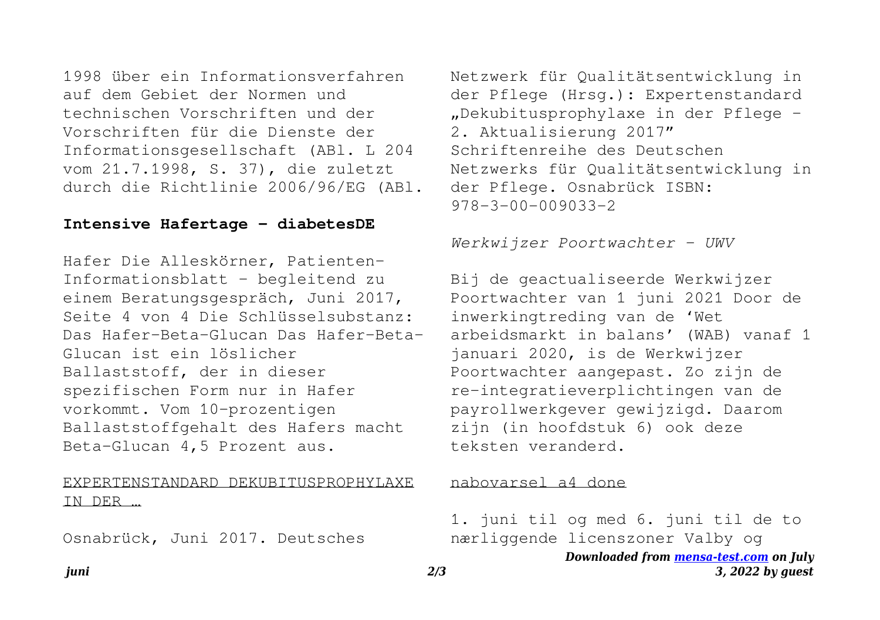1998 über ein Informationsverfahren auf dem Gebiet der Normen und technischen Vorschriften und der Vorschriften für die Dienste der Informationsgesellschaft (ABl. L 204 vom 21.7.1998, S. 37), die zuletzt durch die Richtlinie 2006/96/EG (ABl.

**Intensive Hafertage - diabetesDE**

Hafer Die Alleskörner, Patienten-Informationsblatt – begleitend zu einem Beratungsgespräch, Juni 2017, Seite 4 von 4 Die Schlüsselsubstanz: Das Hafer-Beta-Glucan Das Hafer-Beta-Glucan ist ein löslicher Ballaststoff, der in dieser spezifischen Form nur in Hafer vorkommt. Vom 10-prozentigen Ballaststoffgehalt des Hafers macht Beta-Glucan 4,5 Prozent aus.

EXPERTENSTANDARD DEKUBITUSPROPHYLAXE IN DER …

Osnabrück, Juni 2017. Deutsches Netzwerk für Qualitätsentwicklung in der Pflege (Hrsg.): Expertenstandard „Dekubitusprophylaxe in der Pflege – 2. Aktualisierung 2017" Schriftenreihe des Deutschen Netzwerks für Qualitätsentwicklung in der Pflege. Osnabrück ISBN: 978-3-00-009033-2

*Werkwijzer Poortwachter - UWV*

Bij de geactualiseerde Werkwijzer Poortwachter van 1 juni 2021 Door de inwerkingtreding van de 'Wet arbeidsmarkt in balans' (WAB) vanaf 1 januari 2020, is de Werkwijzer Poortwachter aangepast. Zo zijn de re-integratieverplichtingen van de payrollwerkgever gewijzigd. Daarom zijn (in hoofdstuk 6) ook deze teksten veranderd.

nabovarsel a4 done

1. juni til og med 6. juni til de to nærliggende licenszoner Valby og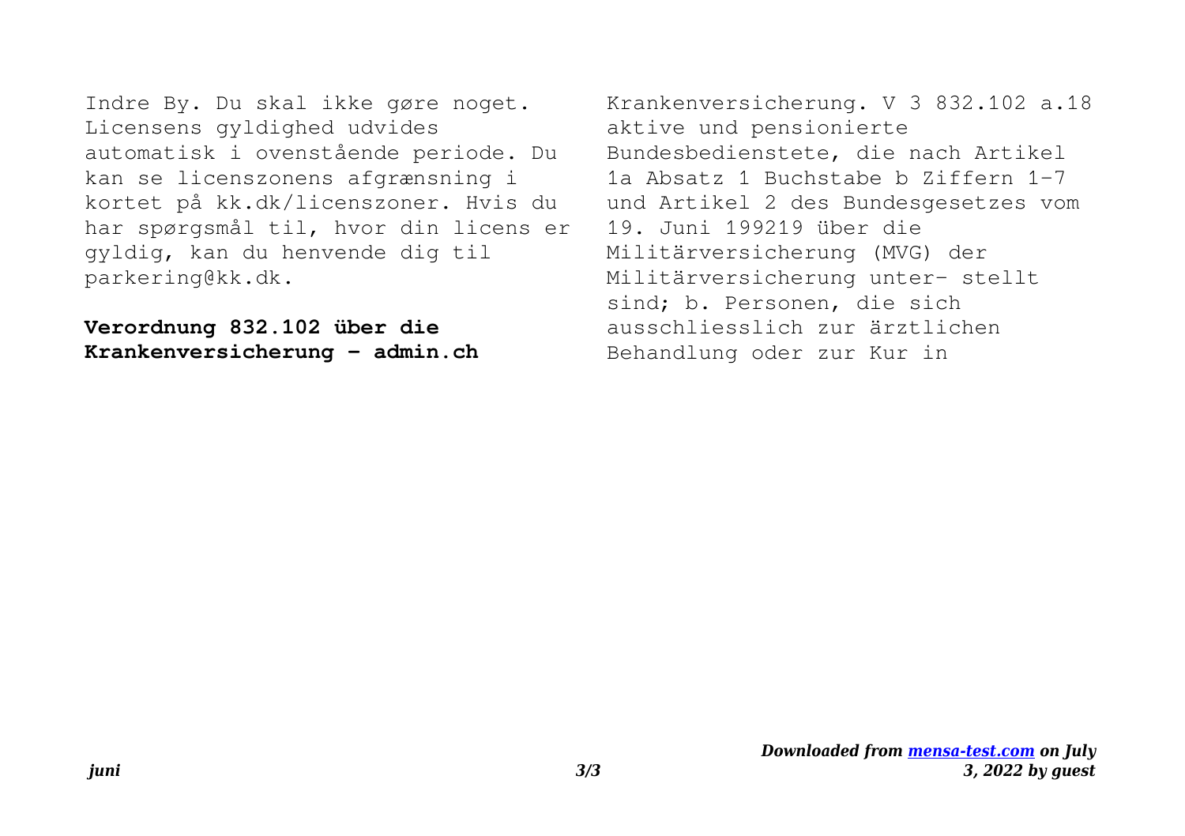Indre By. Du skal ikke gøre noget. Licensens gyldighed udvides automatisk i ovenstående periode. Du kan se licenszonens afgrænsning i kortet på kk.dk/licenszoner. Hvis du har spørgsmål til, hvor din licens er gyldig, kan du henvende dig til parkering@kk.dk.

**Verordnung 832.102 über die Krankenversicherung - admin.ch**

Krankenversicherung. V 3 832.102 a.18 aktive und pensionierte Bundesbedienstete, die nach Artikel 1a Absatz 1 Buchstabe b Ziffern 1–7 und Artikel 2 des Bundesgesetzes vom 19. Juni 199219 über die Militärversicherung (MVG) der Militärversicherung unter- stellt sind; b. Personen, die sich ausschliesslich zur ärztlichen Behandlung oder zur Kur in